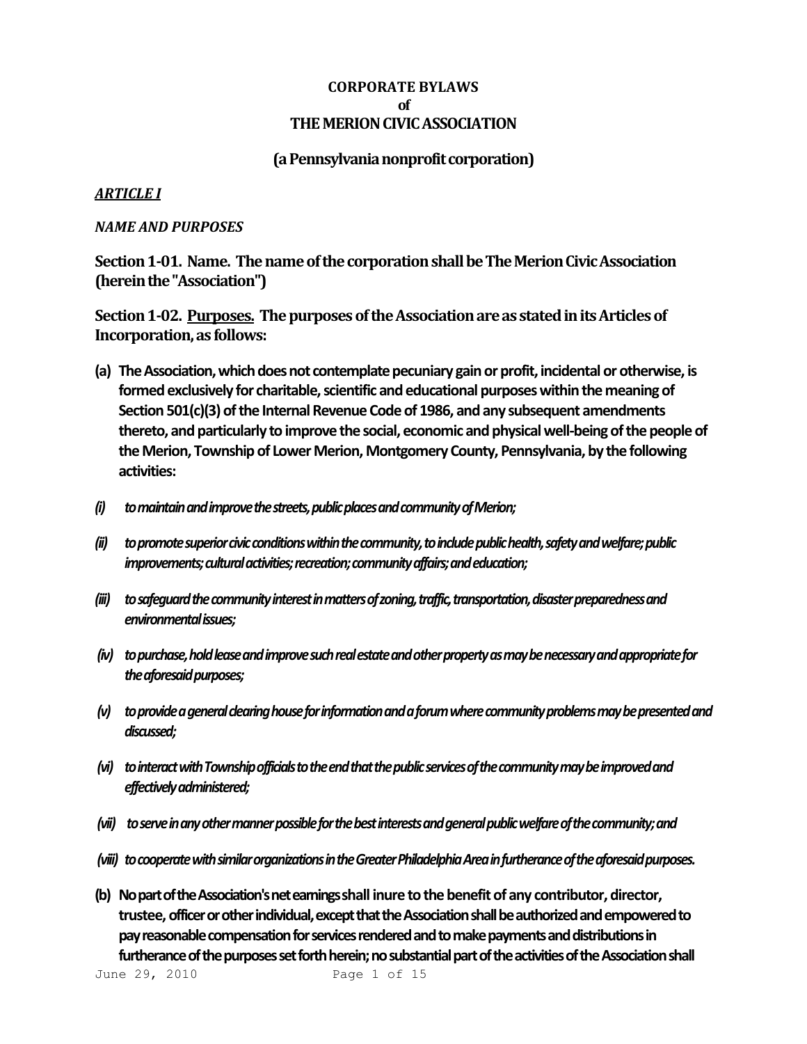**CORPORATE BYLAWS**
**of**
**THE MERION CIVIC ASSOCIATION**

**(a Pennsylvania nonprofit corporation)**

***ARTICLE I***

*NAME AND PURPOSES*

**Section 1-01. Name. The name of the corporation shall be The Merion Civic Association (herein the "Association")**

**Section 1-02. Purposes. The purposes of the Association are as stated in its Articles of Incorporation, as follows:**

**(a) The Association, which does not contemplate pecuniary gain or profit, incidental or otherwise, is formed exclusively for charitable, scientific and educational purposes within the meaning of Section 501(c)(3) of the Internal Revenue Code of 1986, and any subsequent amendments thereto, and particularly to improve the social, economic and physical well-being of the people of the Merion, Township of Lower Merion, Montgomery County, Pennsylvania, by the following activities:**

***(i) to maintain and improve the streets, public places and community of Merion;***

***(ii) to promote superior civic conditions within the community, to include public health, safety and welfare; public improvements; cultural activities; recreation; community affairs; and education;***

***(iii) to safeguard the community interest in matters of zoning, traffic, transportation, disaster preparedness and environmental issues;***

***(iv) to purchase, hold lease and improve such real estate and other property as may be necessary and appropriate for the aforesaid purposes;***

***(v) to provide a general clearing house for information and a forum where community problems may be presented and discussed;***

***(vi) to interact with Township officials to the end that the public services of the community may be improved and effectively administered;***

***(vii) to serve in any other manner possible for the best interests and general public welfare of the community; and***

***(viii) to cooperate with similar organizations in the Greater Philadelphia Area in furtherance of the aforesaid purposes.***

**(b) No part of the Association's net earnings shall inure to the benefit of any contributor, director, trustee, officer or other individual, except that the Association shall be authorized and empowered to pay reasonable compensation for services rendered and to make payments and distributions in furtherance of the purposes set forth herein; no substantial part of the activities of the Association shall**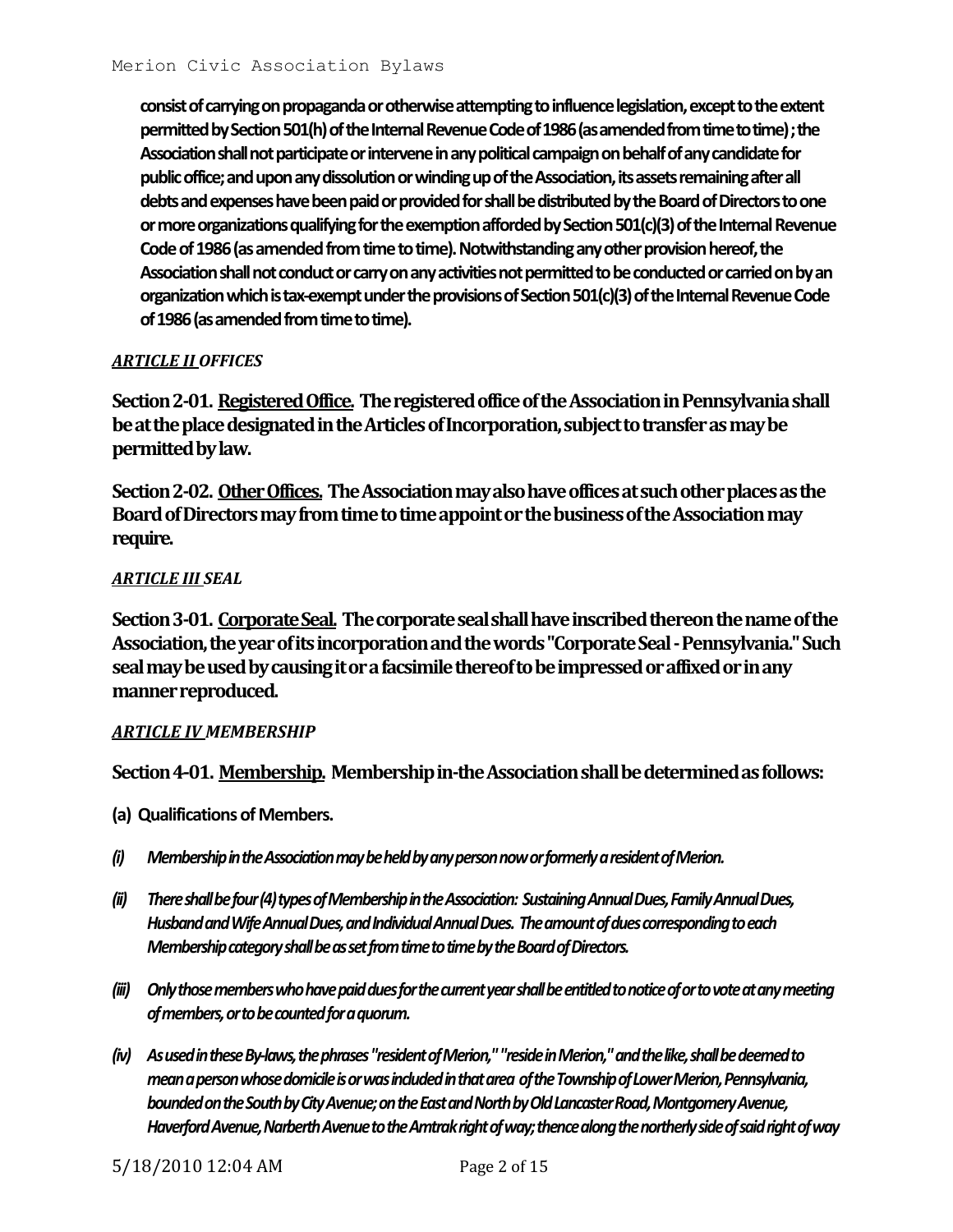**consist of carrying on propaganda or otherwise attempting to influence legislation, except to the extent permitted by Section 501(h) of the Internal Revenue Code of 1986 (as amended from time to time) ; the Association shall not participate or intervene in any political campaign on behalf of any candidate for public office; and upon any dissolution or winding up of the Association, its assets remaining after all debts and expenses have been paid or provided for shall be distributed by the Board of Directors to one or more organizations qualifying for the exemption afforded by Section 501(c)(3) of the Internal Revenue Code of 1986 (as amended from time to time). Notwithstanding any other provision hereof, the Association shall not conduct or carry on any activities not permitted to be conducted or carried on by an organization which is tax-exempt under the provisions of Section 501(c)(3) of the Internal Revenue Code of 1986 (as amended from time to time).**

## *ARTICLE II OFFICES*

**Section 2-01. Registered Office. The registered office of the Association in Pennsylvania shall be at the place designated in the Articles of Incorporation, subject to transfer as may be permitted by law.**

**Section 2-02. Other Offices. The Association may also have offices at such other places as the Board of Directors may from time to time appoint or the business of the Association may require.**

## *ARTICLE III SEAL*

**Section 3-01. Corporate Seal. The corporate seal shall have inscribed thereon the name of the Association, the year of its incorporation and the words "Corporate Seal - Pennsylvania." Such seal may be used by causing it or a facsimile thereof to be impressed or affixed or in any manner reproduced.**

## *ARTICLE IV MEMBERSHIP*

**Section 4-01. Membership. Membership in-the Association shall be determined as follows:**

**(a) Qualifications of Members.**

***(i) Membership in the Association may be held by any person now or formerly a resident of Merion.***

***(ii) There shall be four (4) types of Membership in the Association: Sustaining Annual Dues, Family Annual Dues, Husband and Wife Annual Dues, and Individual Annual Dues. The amount of dues corresponding to each Membership category shall be as set from time to time by the Board of Directors.***

***(iii) Only those members who have paid dues for the current year shall be entitled to notice of or to vote at any meeting of members, or to be counted for a quorum.***

***(iv) As used in these By-laws, the phrases "resident of Merion," "reside in Merion," and the like, shall be deemed to mean a person whose domicile is or was included in that area of the Township of Lower Merion, Pennsylvania, bounded on the South by City Avenue; on the East and North by Old Lancaster Road, Montgomery Avenue, Haverford Avenue, Narberth Avenue to the Amtrak right of way; thence along the northerly side of said right of way***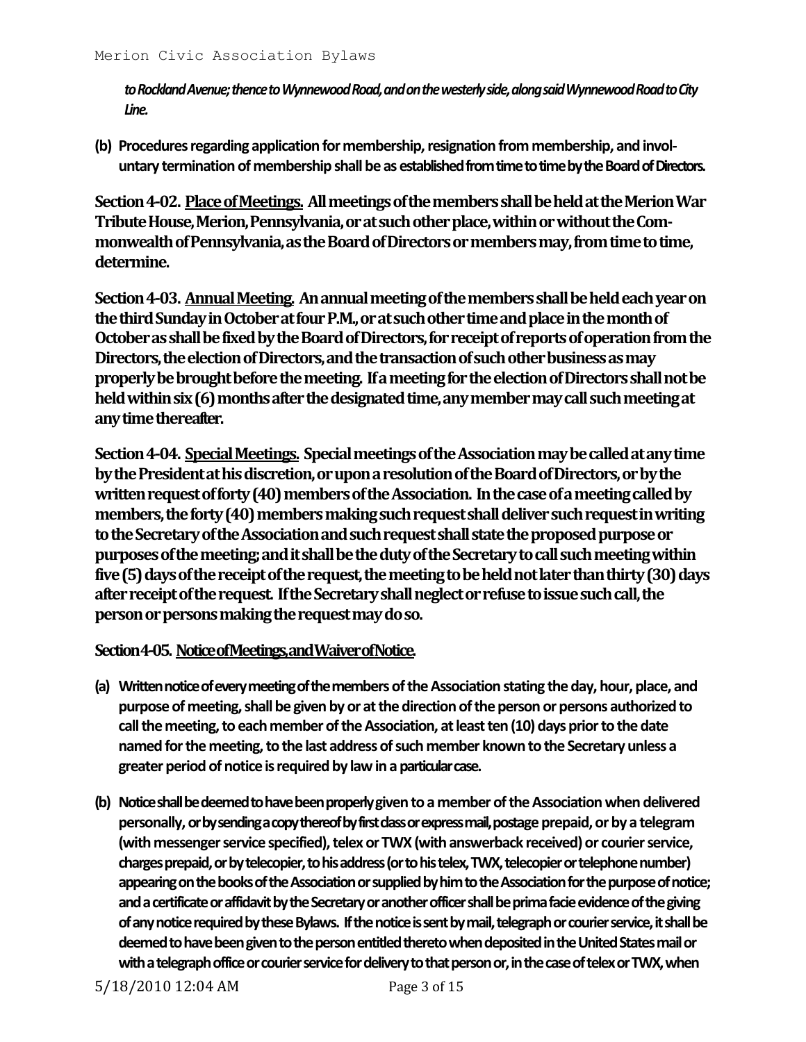*to Rockland Avenue; thence to Wynnewood Road, and on the westerly side, along said Wynnewood Road to City Line.*

**(b) Procedures regarding application for membership, resignation from membership, and involuntary termination of membership shall be as established from time to time by the Board of Directors.**

**Section 4-02. Place of Meetings. All meetings of the members shall be held at the Merion War Tribute House, Merion, Pennsylvania, or at such other place, within or without the Commonwealth of Pennsylvania, as the Board of Directors or members may, from time to time, determine.**

**Section 4-03. Annual Meeting. An annual meeting of the members shall be held each year on the third Sunday in October at four P.M., or at such other time and place in the month of October as shall be fixed by the Board of Directors, for receipt of reports of operation from the Directors, the election of Directors, and the transaction of such other business as may properly be brought before the meeting. If a meeting for the election of Directors shall not be held within six (6) months after the designated time, any member may call such meeting at any time thereafter.**

**Section 4-04. Special Meetings. Special meetings of the Association may be called at any time by the President at his discretion, or upon a resolution of the Board of Directors, or by the written request of forty (40) members of the Association. In the case of a meeting called by members, the forty (40) members making such request shall deliver such request in writing to the Secretary of the Association and such request shall state the proposed purpose or purposes of the meeting; and it shall be the duty of the Secretary to call such meeting within five (5) days of the receipt of the request, the meeting to be held not later than thirty (30) days after receipt of the request. If the Secretary shall neglect or refuse to issue such call, the person or persons making the request may do so.**

**Section 4-05. Notice of Meetings, and Waiver of Notice.**

**(a) Written notice of every meeting of the members of the Association stating the day, hour, place, and purpose of meeting, shall be given by or at the direction of the person or persons authorized to call the meeting, to each member of the Association, at least ten (10) days prior to the date named for the meeting, to the last address of such member known to the Secretary unless a greater period of notice is required by law in a particular case.**

**(b) Notice shall be deemed to have been properly given to a member of the Association when delivered personally, or by sending a copy thereof by first class or express mail, postage prepaid, or by a telegram (with messenger service specified), telex or TWX (with answerback received) or courier service, charges prepaid, or by telecopier, to his address (or to his telex, TWX, telecopier or telephone number) appearing on the books of the Association or supplied by him to the Association for the purpose of notice; and a certificate or affidavit by the Secretary or another officer shall be prima facie evidence of the giving of any notice required by these Bylaws. If the notice is sent by mail, telegraph or courier service, it shall be deemed to have been given to the person entitled thereto when deposited in the United States mail or with a telegraph office or courier service for delivery to that person or, in the case of telex or TWX, when**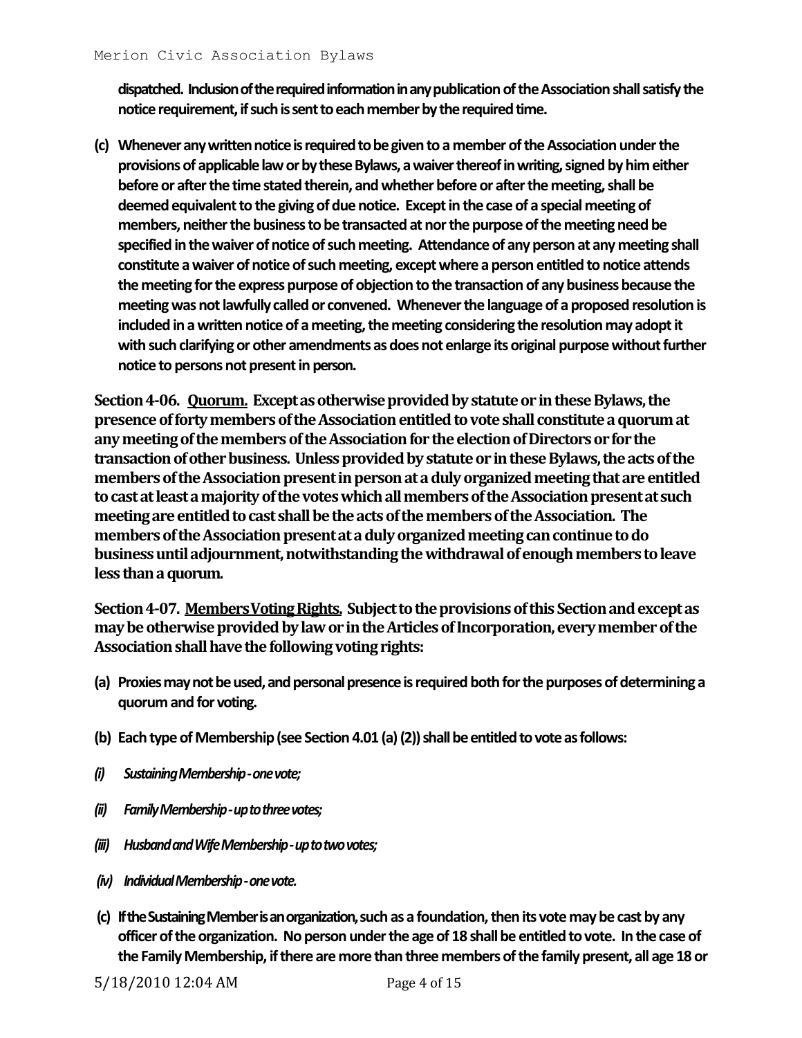**dispatched. Inclusion of the required information in any publication of the Association shall satisfy the notice requirement, if such is sent to each member by the required time.**

**(c) Whenever any written notice is required to be given to a member of the Association under the provisions of applicable law or by these Bylaws, a waiver thereof in writing, signed by him either before or after the time stated therein, and whether before or after the meeting, shall be deemed equivalent to the giving of due notice. Except in the case of a special meeting of members, neither the business to be transacted at nor the purpose of the meeting need be specified in the waiver of notice of such meeting. Attendance of any person at any meeting shall constitute a waiver of notice of such meeting, except where a person entitled to notice attends the meeting for the express purpose of objection to the transaction of any business because the meeting was not lawfully called or convened. Whenever the language of a proposed resolution is included in a written notice of a meeting, the meeting considering the resolution may adopt it with such clarifying or other amendments as does not enlarge its original purpose without further notice to persons not present in person.**

**Section 4-06. <u>Quorum.</u> Except as otherwise provided by statute or in these Bylaws, the presence of forty members of the Association entitled to vote shall constitute a quorum at any meeting of the members of the Association for the election of Directors or for the transaction of other business. Unless provided by statute or in these Bylaws, the acts of the members of the Association present in person at a duly organized meeting that are entitled to cast at least a majority of the votes which all members of the Association present at such meeting are entitled to cast shall be the acts of the members of the Association. The members of the Association present at a duly organized meeting can continue to do business until adjournment, notwithstanding the withdrawal of enough members to leave less than a quorum.**

**Section 4-07. <u>Members Voting Rights.</u> Subject to the provisions of this Section and except as may be otherwise provided by law or in the Articles of Incorporation, every member of the Association shall have the following voting rights:**

**(a) Proxies may not be used, and personal presence is required both for the purposes of determining a quorum and for voting.**

**(b) Each type of Membership (see Section 4.01 (a) (2)) shall be entitled to vote as follows:**

***(i) Sustaining Membership - one vote;***

***(ii) Family Membership - up to three votes;***

***(iii) Husband and Wife Membership - up to two votes;***

***(iv) Individual Membership - one vote.***

**(c) If the Sustaining Member is an organization, such as a foundation, then its vote may be cast by any officer of the organization. No person under the age of 18 shall be entitled to vote. In the case of the Family Membership, if there are more than three members of the family present, all age 18 or**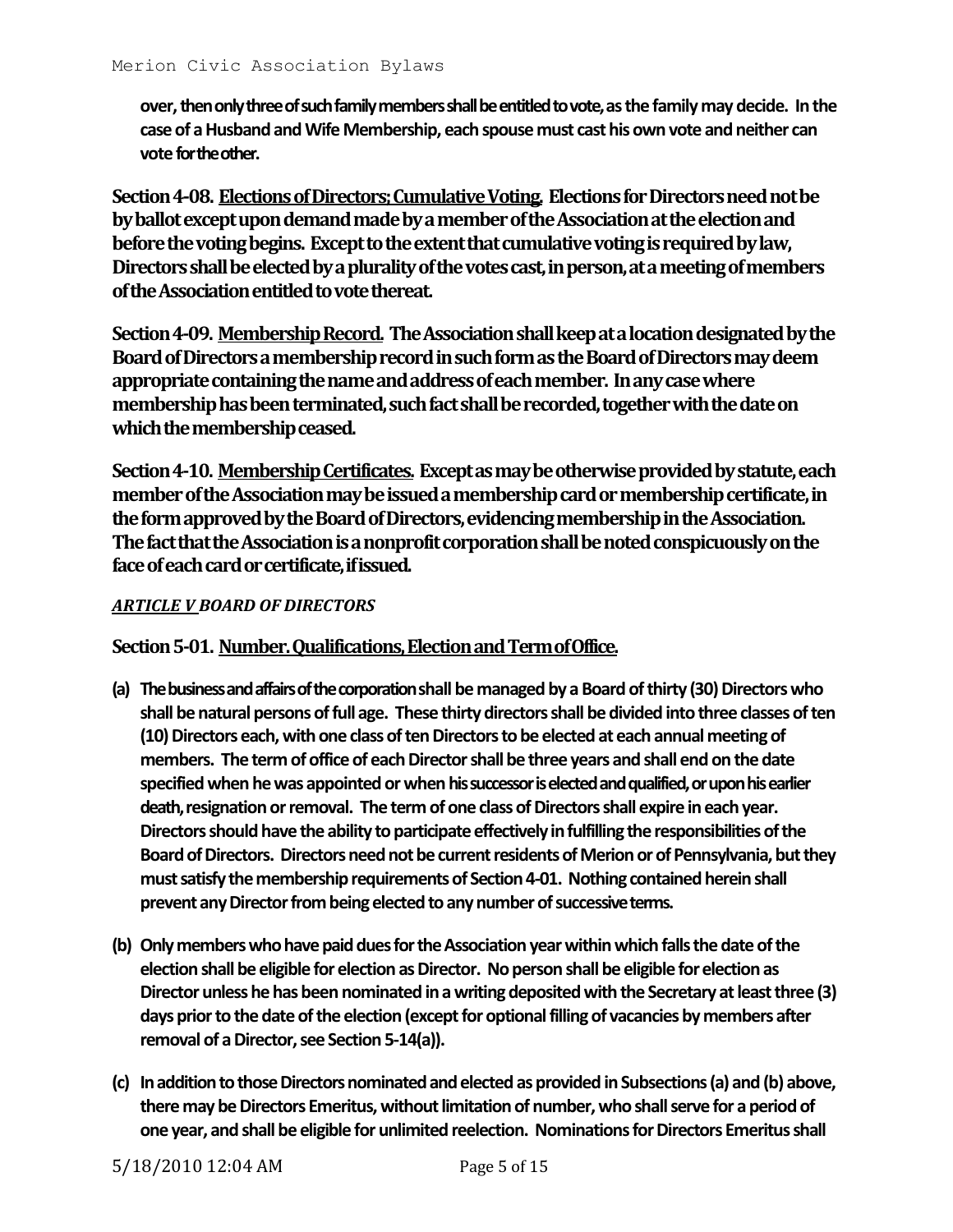**over, then only three of such family members shall be entitled to vote, as the family may decide. In the case of a Husband and Wife Membership, each spouse must cast his own vote and neither can vote for the other.**

**Section 4-08. Elections of Directors; Cumulative Voting.** **Elections for Directors need not be by ballot except upon demand made by a member of the Association at the election and before the voting begins. Except to the extent that cumulative voting is required by law, Directors shall be elected by a plurality of the votes cast, in person, at a meeting of members of the Association entitled to vote thereat.**

**Section 4-09. Membership Record.** **The Association shall keep at a location designated by the Board of Directors a membership record in such form as the Board of Directors may deem appropriate containing the name and address of each member. In any case where membership has been terminated, such fact shall be recorded, together with the date on which the membership ceased.**

**Section 4-10. Membership Certificates.** **Except as may be otherwise provided by statute, each member of the Association may be issued a membership card or membership certificate, in the form approved by the Board of Directors, evidencing membership in the Association. The fact that the Association is a nonprofit corporation shall be noted conspicuously on the face of each card or certificate, if issued.**

## *ARTICLE V BOARD OF DIRECTORS*

### Section 5-01. Number. Qualifications, Election and Term of Office.

**(a) The business and affairs of the corporation shall be managed by a Board of thirty (30) Directors who shall be natural persons of full age. These thirty directors shall be divided into three classes of ten (10) Directors each, with one class of ten Directors to be elected at each annual meeting of members. The term of office of each Director shall be three years and shall end on the date specified when he was appointed or when his successor is elected and qualified, or upon his earlier death, resignation or removal. The term of one class of Directors shall expire in each year. Directors should have the ability to participate effectively in fulfilling the responsibilities of the Board of Directors. Directors need not be current residents of Merion or of Pennsylvania, but they must satisfy the membership requirements of Section 4-01. Nothing contained herein shall prevent any Director from being elected to any number of successive terms.**

**(b) Only members who have paid dues for the Association year within which falls the date of the election shall be eligible for election as Director. No person shall be eligible for election as Director unless he has been nominated in a writing deposited with the Secretary at least three (3) days prior to the date of the election (except for optional filling of vacancies by members after removal of a Director, see Section 5-14(a)).**

**(c) In addition to those Directors nominated and elected as provided in Subsections (a) and (b) above, there may be Directors Emeritus, without limitation of number, who shall serve for a period of one year, and shall be eligible for unlimited reelection. Nominations for Directors Emeritus shall**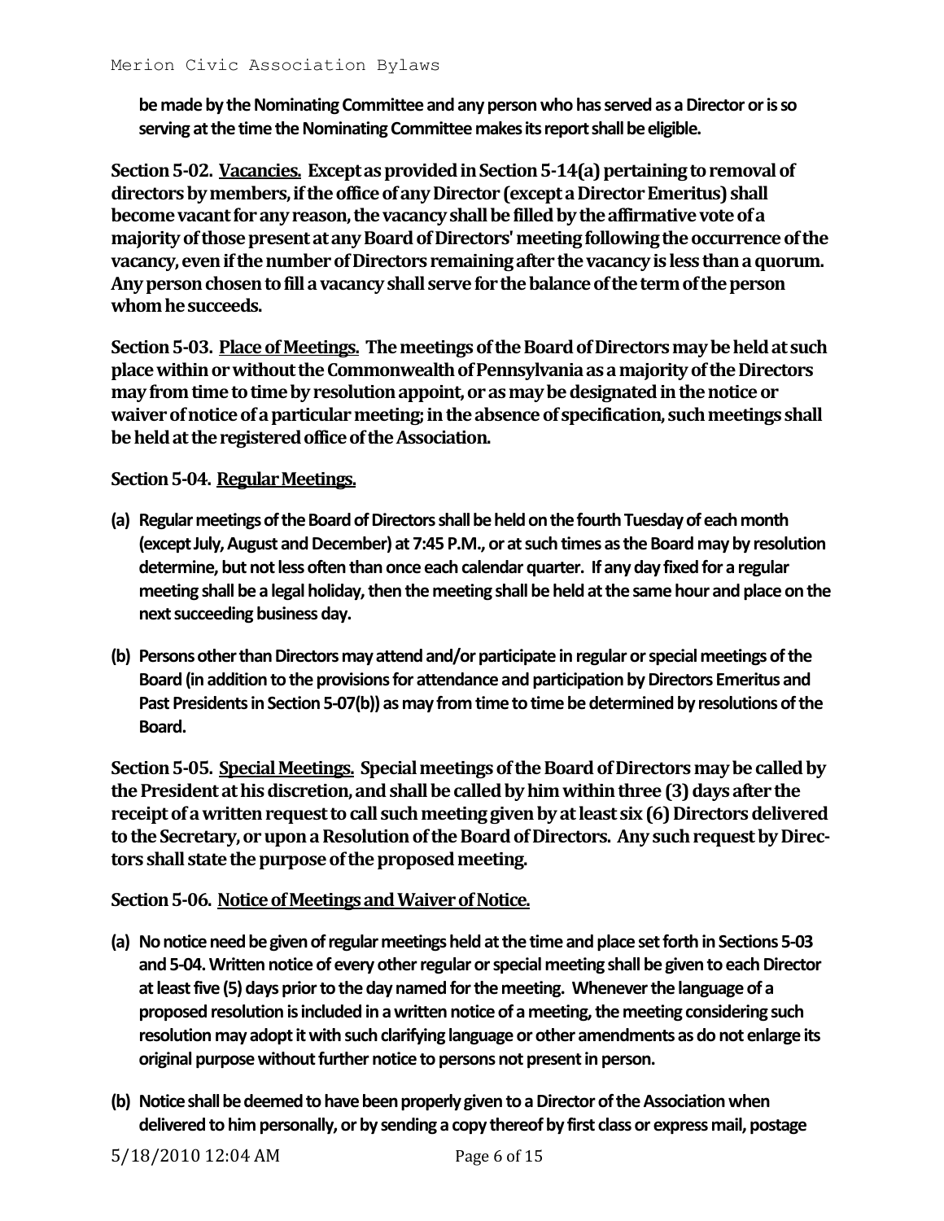**be made by the Nominating Committee and any person who has served as a Director or is so serving at the time the Nominating Committee makes its report shall be eligible.**

**Section 5-02. <u>Vacancies.</u> Except as provided in Section 5-14(a) pertaining to removal of directors by members, if the office of any Director (except a Director Emeritus) shall become vacant for any reason, the vacancy shall be filled by the affirmative vote of a majority of those present at any Board of Directors' meeting following the occurrence of the vacancy, even if the number of Directors remaining after the vacancy is less than a quorum. Any person chosen to fill a vacancy shall serve for the balance of the term of the person whom he succeeds.**

**Section 5-03. <u>Place of Meetings.</u> The meetings of the Board of Directors may be held at such place within or without the Commonwealth of Pennsylvania as a majority of the Directors may from time to time by resolution appoint, or as may be designated in the notice or waiver of notice of a particular meeting; in the absence of specification, such meetings shall be held at the registered office of the Association.**

**Section 5-04. <u>Regular Meetings.</u>**

**(a) Regular meetings of the Board of Directors shall be held on the fourth Tuesday of each month (except July, August and December) at 7:45 P.M., or at such times as the Board may by resolution determine, but not less often than once each calendar quarter. If any day fixed for a regular meeting shall be a legal holiday, then the meeting shall be held at the same hour and place on the next succeeding business day.**

**(b) Persons other than Directors may attend and/or participate in regular or special meetings of the Board (in addition to the provisions for attendance and participation by Directors Emeritus and Past Presidents in Section 5-07(b)) as may from time to time be determined by resolutions of the Board.**

**Section 5-05. <u>Special Meetings.</u> Special meetings of the Board of Directors may be called by the President at his discretion, and shall be called by him within three (3) days after the receipt of a written request to call such meeting given by at least six (6) Directors delivered to the Secretary, or upon a Resolution of the Board of Directors. Any such request by Directors shall state the purpose of the proposed meeting.**

**Section 5-06. <u>Notice of Meetings and Waiver of Notice.</u>**

**(a) No notice need be given of regular meetings held at the time and place set forth in Sections 5-03 and 5-04. Written notice of every other regular or special meeting shall be given to each Director at least five (5) days prior to the day named for the meeting. Whenever the language of a proposed resolution is included in a written notice of a meeting, the meeting considering such resolution may adopt it with such clarifying language or other amendments as do not enlarge its original purpose without further notice to persons not present in person.**

**(b) Notice shall be deemed to have been properly given to a Director of the Association when delivered to him personally, or by sending a copy thereof by first class or express mail, postage**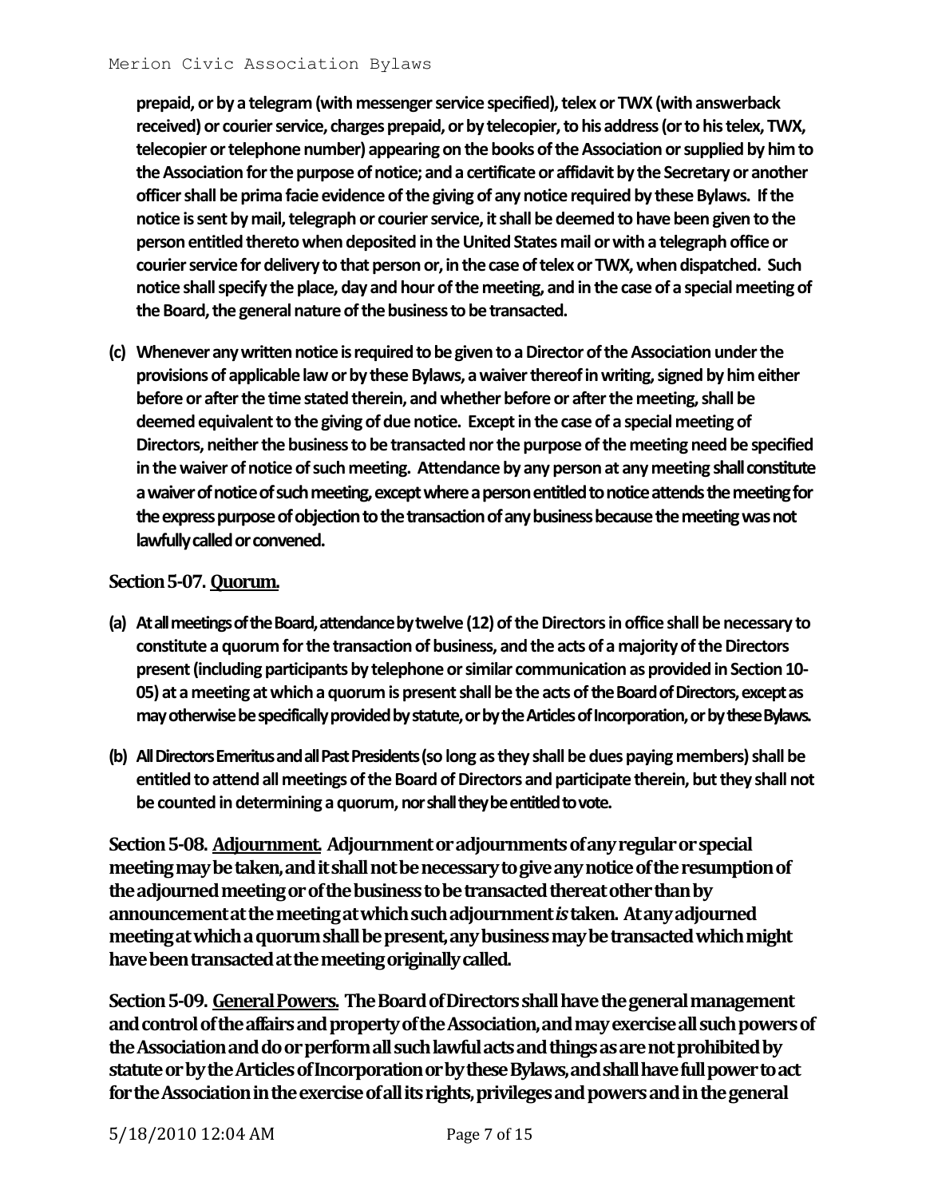**prepaid, or by a telegram (with messenger service specified), telex or TWX (with answerback received) or courier service, charges prepaid, or by telecopier, to his address (or to his telex, TWX, telecopier or telephone number) appearing on the books of the Association or supplied by him to the Association for the purpose of notice; and a certificate or affidavit by the Secretary or another officer shall be prima facie evidence of the giving of any notice required by these Bylaws. If the notice is sent by mail, telegraph or courier service, it shall be deemed to have been given to the person entitled thereto when deposited in the United States mail or with a telegraph office or courier service for delivery to that person or, in the case of telex or TWX, when dispatched. Such notice shall specify the place, day and hour of the meeting, and in the case of a special meeting of the Board, the general nature of the business to be transacted.**

**(c) Whenever any written notice is required to be given to a Director of the Association under the provisions of applicable law or by these Bylaws, a waiver thereof in writing, signed by him either before or after the time stated therein, and whether before or after the meeting, shall be deemed equivalent to the giving of due notice. Except in the case of a special meeting of Directors, neither the business to be transacted nor the purpose of the meeting need be specified in the waiver of notice of such meeting. Attendance by any person at any meeting shall constitute a waiver of notice of such meeting, except where a person entitled to notice attends the meeting for the express purpose of objection to the transaction of any business because the meeting was not lawfully called or convened.**

### Section 5-07. Quorum.

**(a) At all meetings of the Board, attendance by twelve (12) of the Directors in office shall be necessary to constitute a quorum for the transaction of business, and the acts of a majority of the Directors present (including participants by telephone or similar communication as provided in Section 10-05) at a meeting at which a quorum is present shall be the acts of the Board of Directors, except as may otherwise be specifically provided by statute, or by the Articles of Incorporation, or by these Bylaws.**

**(b) All Directors Emeritus and all Past Presidents (so long as they shall be dues paying members) shall be entitled to attend all meetings of the Board of Directors and participate therein, but they shall not be counted in determining a quorum, nor shall they be entitled to vote.**

**Section 5-08. Adjournment. Adjournment or adjournments of any regular or special meeting may be taken, and it shall not be necessary to give any notice of the resumption of the adjourned meeting or of the business to be transacted thereat other than by announcement at the meeting at which such adjournment *is* taken. At any adjourned meeting at which a quorum shall be present, any business may be transacted which might have been transacted at the meeting originally called.**

**Section 5-09. General Powers. The Board of Directors shall have the general management and control of the affairs and property of the Association, and may exercise all such powers of the Association and do or perform all such lawful acts and things as are not prohibited by statute or by the Articles of Incorporation or by these Bylaws, and shall have full power to act for the Association in the exercise of all its rights, privileges and powers and in the general**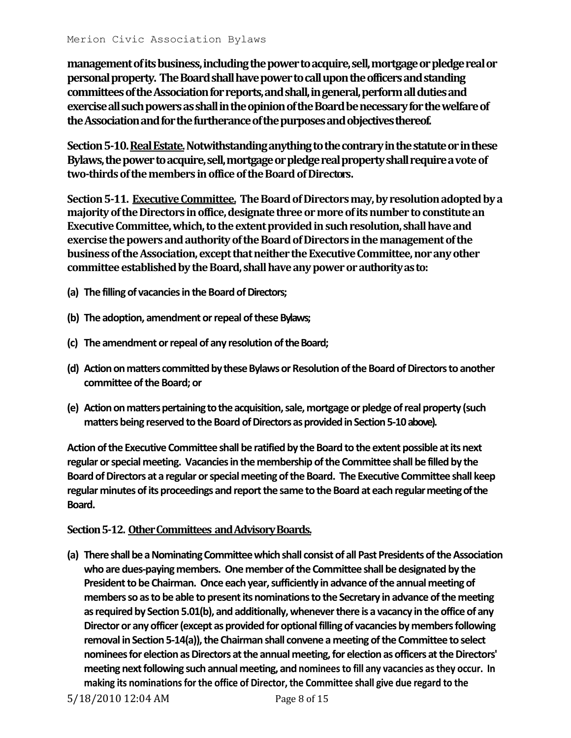**management of its business, including the power to acquire, sell, mortgage or pledge real or personal property. The Board shall have power to call upon the officers and standing committees of the Association for reports, and shall, in general, perform all duties and exercise all such powers as shall in the opinion of the Board be necessary for the welfare of the Association and for the furtherance of the purposes and objectives thereof.**

**Section 5-10. Real Estate. Notwithstanding anything to the contrary in the statute or in these Bylaws, the power to acquire, sell, mortgage or pledge real property shall require a vote of two-thirds of the members in office of the Board of Directors.**

**Section 5-11. Executive Committee. The Board of Directors may, by resolution adopted by a majority of the Directors in office, designate three or more of its number to constitute an Executive Committee, which, to the extent provided in such resolution, shall have and exercise the powers and authority of the Board of Directors in the management of the business of the Association, except that neither the Executive Committee, nor any other committee established by the Board, shall have any power or authority as to:**

**(a) The filling of vacancies in the Board of Directors;**

**(b) The adoption, amendment or repeal of these Bylaws;**

**(c) The amendment or repeal of any resolution of the Board;**

**(d) Action on matters committed by these Bylaws or Resolution of the Board of Directors to another committee of the Board; or**

**(e) Action on matters pertaining to the acquisition, sale, mortgage or pledge of real property (such matters being reserved to the Board of Directors as provided in Section 5-10 above).**

**Action of the Executive Committee shall be ratified by the Board to the extent possible at its next regular or special meeting. Vacancies in the membership of the Committee shall be filled by the Board of Directors at a regular or special meeting of the Board. The Executive Committee shall keep regular minutes of its proceedings and report the same to the Board at each regular meeting of the Board.**

**Section 5-12. Other Committees and Advisory Boards.**

**(a) There shall be a Nominating Committee which shall consist of all Past Presidents of the Association who are dues-paying members. One member of the Committee shall be designated by the President to be Chairman. Once each year, sufficiently in advance of the annual meeting of members so as to be able to present its nominations to the Secretary in advance of the meeting as required by Section 5.01(b), and additionally, whenever there is a vacancy in the office of any Director or any officer (except as provided for optional filling of vacancies by members following removal in Section 5-14(a)), the Chairman shall convene a meeting of the Committee to select nominees for election as Directors at the annual meeting, for election as officers at the Directors' meeting next following such annual meeting, and nominees to fill any vacancies as they occur. In making its nominations for the office of Director, the Committee shall give due regard to the**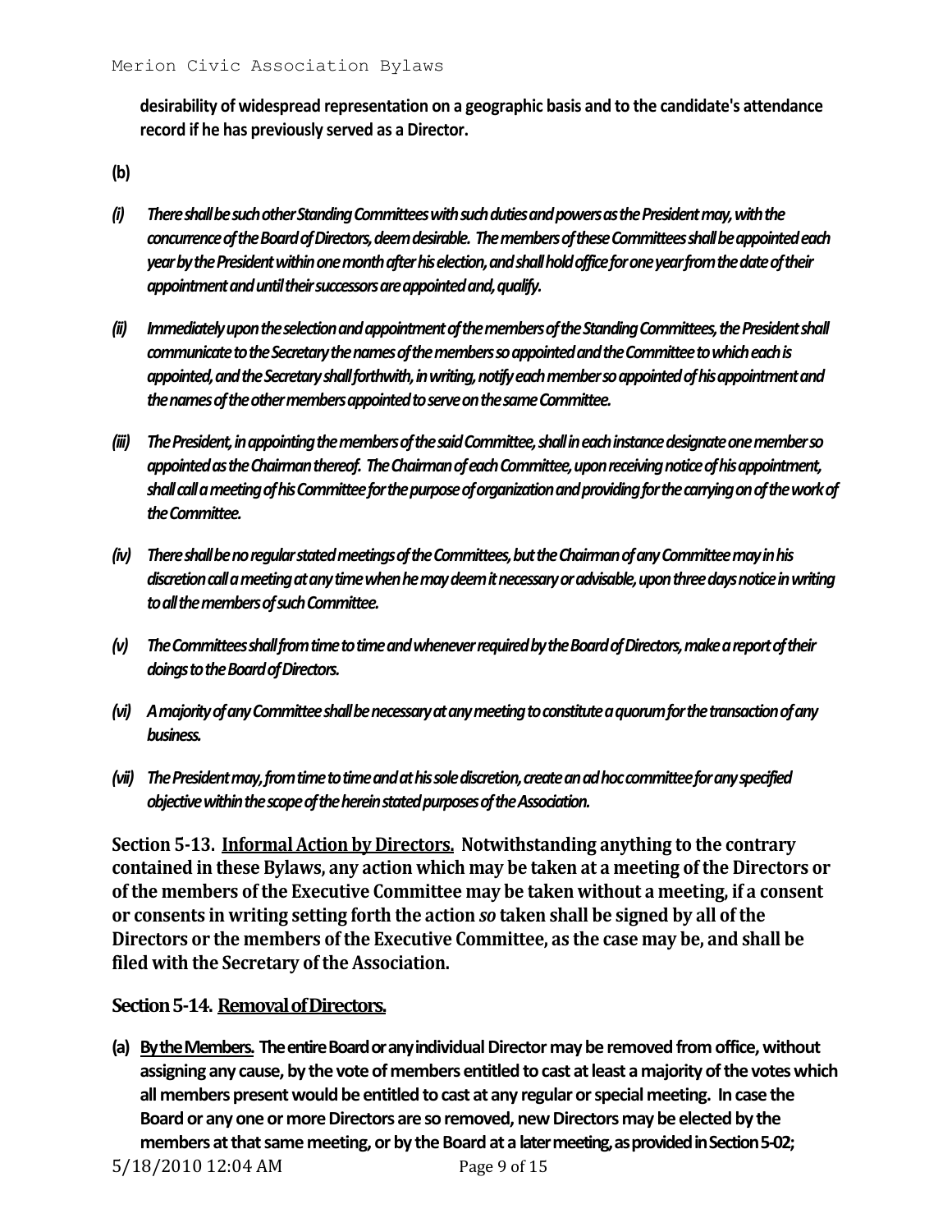**desirability of widespread representation on a geographic basis and to the candidate's attendance record if he has previously served as a Director.**

**(b)**

***(i) There shall be such other Standing Committees with such duties and powers as the President may, with the concurrence of the Board of Directors, deem desirable. The members of these Committees shall be appointed each year by the President within one month after his election, and shall hold office for one year from the date of their appointment and until their successors are appointed and, qualify.***

***(ii) Immediately upon the selection and appointment of the members of the Standing Committees, the President shall communicate to the Secretary the names of the members so appointed and the Committee to which each is appointed, and the Secretary shall forthwith, in writing, notify each member so appointed of his appointment and the names of the other members appointed to serve on the same Committee.***

***(iii) The President, in appointing the members of the said Committee, shall in each instance designate one member so appointed as the Chairman thereof. The Chairman of each Committee, upon receiving notice of his appointment, shall call a meeting of his Committee for the purpose of organization and providing for the carrying on of the work of the Committee.***

***(iv) There shall be no regular stated meetings of the Committees, but the Chairman of any Committee may in his discretion call a meeting at any time when he may deem it necessary or advisable, upon three days notice in writing to all the members of such Committee.***

***(v) The Committees shall from time to time and whenever required by the Board of Directors, make a report of their doings to the Board of Directors.***

***(vi) A majority of any Committee shall be necessary at any meeting to constitute a quorum for the transaction of any business.***

***(vii) The President may, from time to time and at his sole discretion, create an ad hoc committee for any specified objective within the scope of the herein stated purposes of the Association.***

**Section 5-13. <u>Informal Action by Directors.</u> Notwithstanding anything to the contrary contained in these Bylaws, any action which may be taken at a meeting of the Directors or of the members of the Executive Committee may be taken without a meeting, if a consent or consents in writing setting forth the action *so* taken shall be signed by all of the Directors or the members of the Executive Committee, as the case may be, and shall be filed with the Secretary of the Association.**

**Section 5-14. <u>Removal of Directors.</u>**

**(a) <u>By the Members.</u> The entire Board or any individual Director may be removed from office, without assigning any cause, by the vote of members entitled to cast at least a majority of the votes which all members present would be entitled to cast at any regular or special meeting. In case the Board or any one or more Directors are so removed, new Directors may be elected by the members at that same meeting, or by the Board at a later meeting, as provided in Section 5-02;**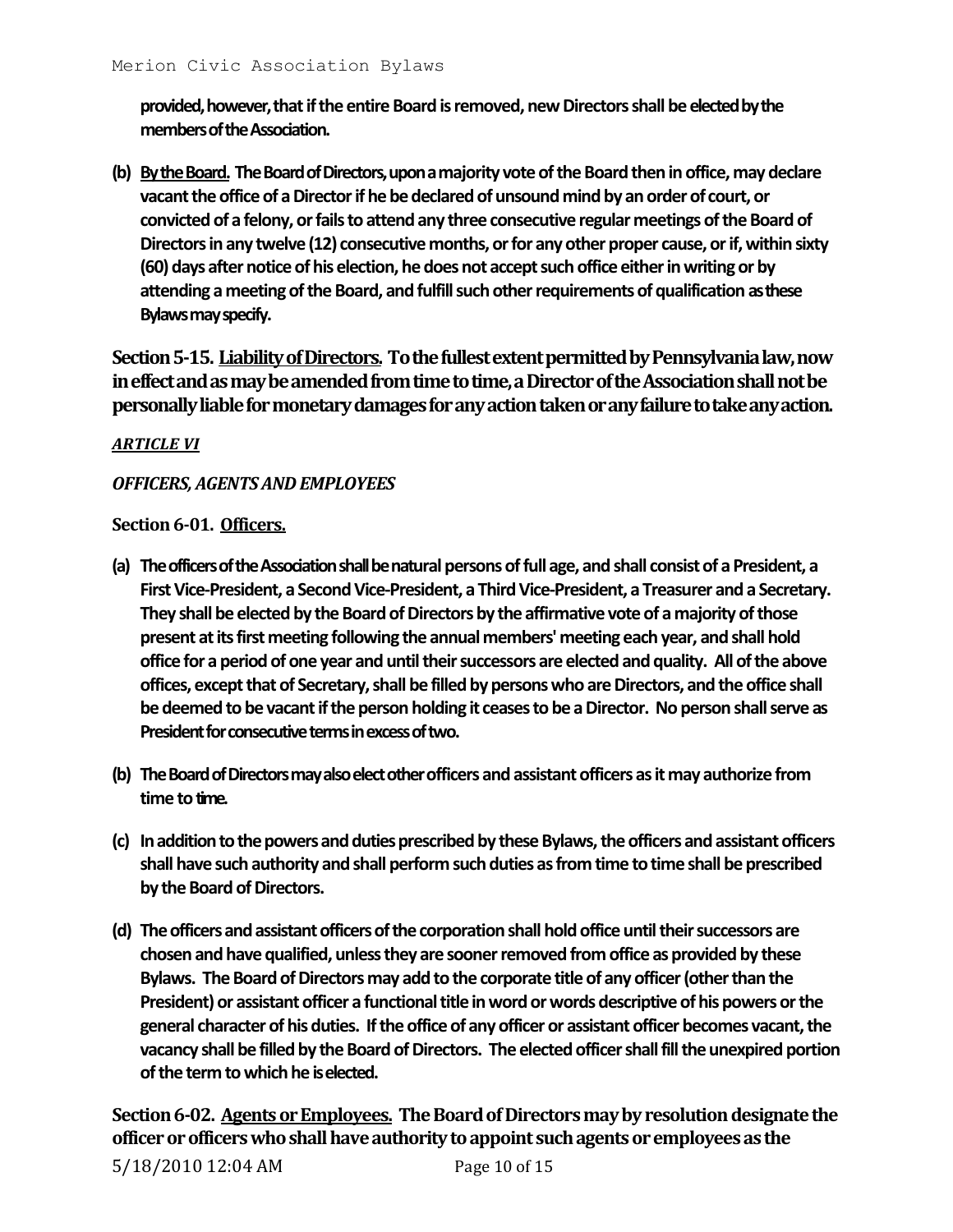**provided, however, that if the entire Board is removed, new Directors shall be elected by the members of the Association.**

**(b) By the Board. The Board of Directors, upon a majority vote of the Board then in office, may declare vacant the office of a Director if he be declared of unsound mind by an order of court, or convicted of a felony, or fails to attend any three consecutive regular meetings of the Board of Directors in any twelve (12) consecutive months, or for any other proper cause, or if, within sixty (60) days after notice of his election, he does not accept such office either in writing or by attending a meeting of the Board, and fulfill such other requirements of qualification as these Bylaws may specify.**

**Section 5-15. Liability of Directors. To the fullest extent permitted by Pennsylvania law, now in effect and as may be amended from time to time, a Director of the Association shall not be personally liable for monetary damages for any action taken or any failure to take any action.**

***ARTICLE VI***

***OFFICERS, AGENTS AND EMPLOYEES***

**Section 6-01. Officers.**

**(a) The officers of the Association shall be natural persons of full age, and shall consist of a President, a First Vice-President, a Second Vice-President, a Third Vice-President, a Treasurer and a Secretary. They shall be elected by the Board of Directors by the affirmative vote of a majority of those present at its first meeting following the annual members' meeting each year, and shall hold office for a period of one year and until their successors are elected and quality. All of the above offices, except that of Secretary, shall be filled by persons who are Directors, and the office shall be deemed to be vacant if the person holding it ceases to be a Director. No person shall serve as President for consecutive terms in excess of two.**

**(b) The Board of Directors may also elect other officers and assistant officers as it may authorize from time to time.**

**(c) In addition to the powers and duties prescribed by these Bylaws, the officers and assistant officers shall have such authority and shall perform such duties as from time to time shall be prescribed by the Board of Directors.**

**(d) The officers and assistant officers of the corporation shall hold office until their successors are chosen and have qualified, unless they are sooner removed from office as provided by these Bylaws. The Board of Directors may add to the corporate title of any officer (other than the President) or assistant officer a functional title in word or words descriptive of his powers or the general character of his duties. If the office of any officer or assistant officer becomes vacant, the vacancy shall be filled by the Board of Directors. The elected officer shall fill the unexpired portion of the term to which he is elected.**

**Section 6-02. Agents or Employees. The Board of Directors may by resolution designate the officer or officers who shall have authority to appoint such agents or employees as the**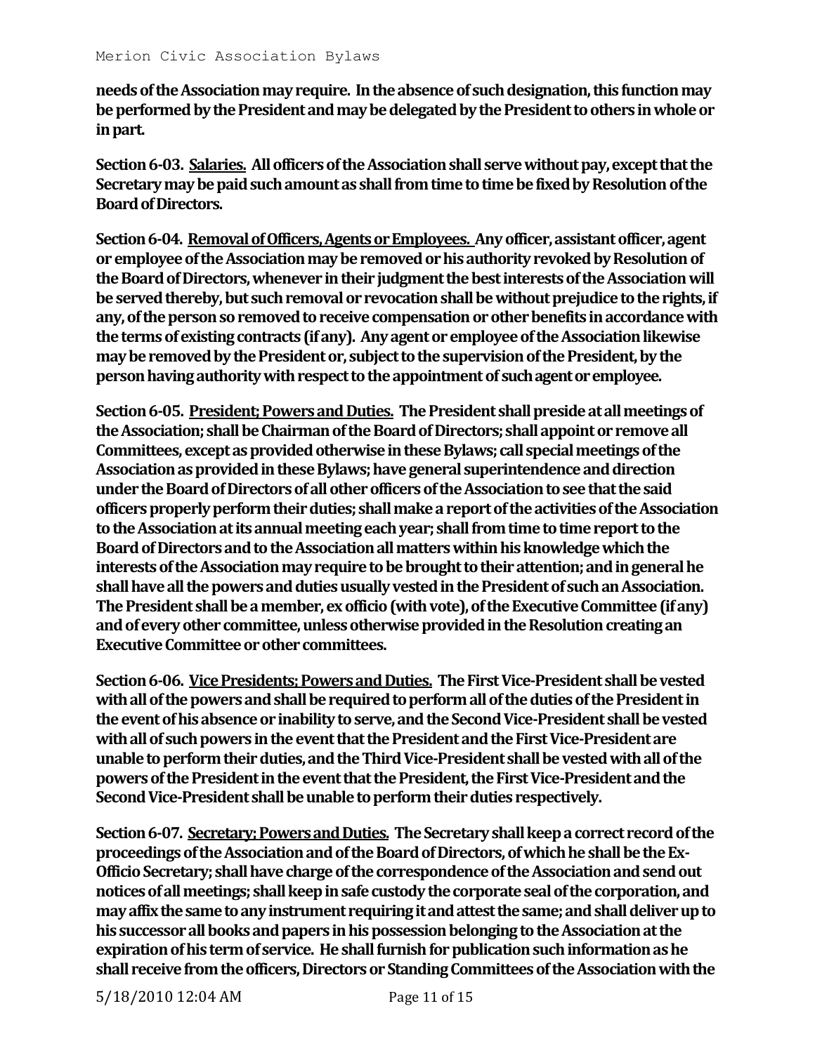**needs of the Association may require. In the absence of such designation, this function may be performed by the President and may be delegated by the President to others in whole or in part.**

**Section 6-03. <u>Salaries.</u> All officers of the Association shall serve without pay, except that the Secretary may be paid such amount as shall from time to time be fixed by Resolution of the Board of Directors.**

**Section 6-04. <u>Removal of Officers, Agents or Employees.</u> Any officer, assistant officer, agent or employee of the Association may be removed or his authority revoked by Resolution of the Board of Directors, whenever in their judgment the best interests of the Association will be served thereby, but such removal or revocation shall be without prejudice to the rights, if any, of the person so removed to receive compensation or other benefits in accordance with the terms of existing contracts (if any). Any agent or employee of the Association likewise may be removed by the President or, subject to the supervision of the President, by the person having authority with respect to the appointment of such agent or employee.**

**Section 6-05. <u>President; Powers and Duties.</u> The President shall preside at all meetings of the Association; shall be Chairman of the Board of Directors; shall appoint or remove all Committees, except as provided otherwise in these Bylaws; call special meetings of the Association as provided in these Bylaws; have general superintendence and direction under the Board of Directors of all other officers of the Association to see that the said officers properly perform their duties; shall make a report of the activities of the Association to the Association at its annual meeting each year; shall from time to time report to the Board of Directors and to the Association all matters within his knowledge which the interests of the Association may require to be brought to their attention; and in general he shall have all the powers and duties usually vested in the President of such an Association. The President shall be a member, ex officio (with vote), of the Executive Committee (if any) and of every other committee, unless otherwise provided in the Resolution creating an Executive Committee or other committees.**

**Section 6-06. <u>Vice Presidents; Powers and Duties.</u> The First Vice-President shall be vested with all of the powers and shall be required to perform all of the duties of the President in the event of his absence or inability to serve, and the Second Vice-President shall be vested with all of such powers in the event that the President and the First Vice-President are unable to perform their duties, and the Third Vice-President shall be vested with all of the powers of the President in the event that the President, the First Vice-President and the Second Vice-President shall be unable to perform their duties respectively.**

**Section 6-07. <u>Secretary; Powers and Duties.</u> The Secretary shall keep a correct record of the proceedings of the Association and of the Board of Directors, of which he shall be the Ex-Officio Secretary; shall have charge of the correspondence of the Association and send out notices of all meetings; shall keep in safe custody the corporate seal of the corporation, and may affix the same to any instrument requiring it and attest the same; and shall deliver up to his successor all books and papers in his possession belonging to the Association at the expiration of his term of service. He shall furnish for publication such information as he shall receive from the officers, Directors or Standing Committees of the Association with the**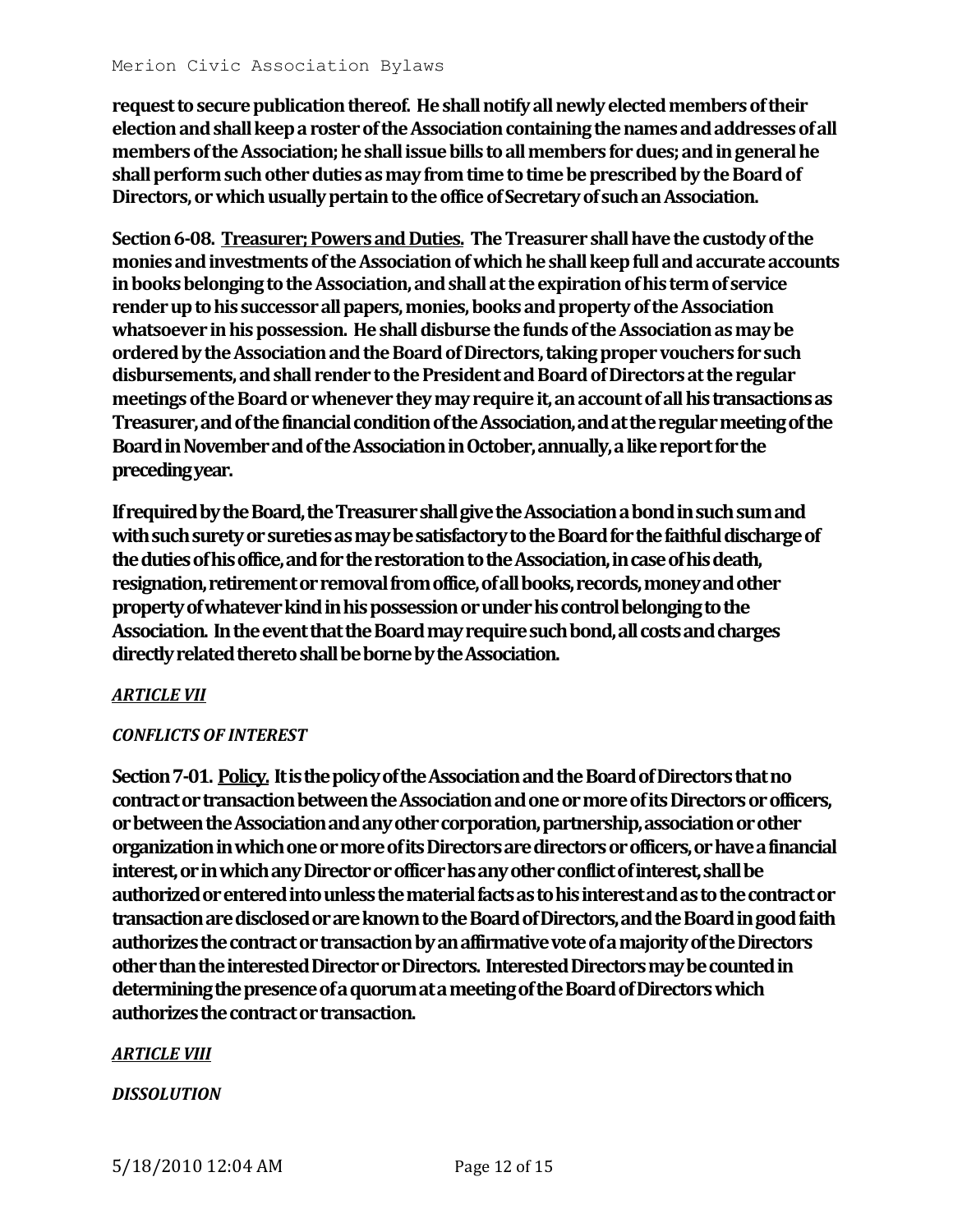**request to secure publication thereof. He shall notify all newly elected members of their election and shall keep a roster of the Association containing the names and addresses of all members of the Association; he shall issue bills to all members for dues; and in general he shall perform such other duties as may from time to time be prescribed by the Board of Directors, or which usually pertain to the office of Secretary of such an Association.**

**Section 6-08. <u>Treasurer; Powers and Duties.</u> The Treasurer shall have the custody of the monies and investments of the Association of which he shall keep full and accurate accounts in books belonging to the Association, and shall at the expiration of his term of service render up to his successor all papers, monies, books and property of the Association whatsoever in his possession. He shall disburse the funds of the Association as may be ordered by the Association and the Board of Directors, taking proper vouchers for such disbursements, and shall render to the President and Board of Directors at the regular meetings of the Board or whenever they may require it, an account of all his transactions as Treasurer, and of the financial condition of the Association, and at the regular meeting of the Board in November and of the Association in October, annually, a like report for the preceding year.**

**If required by the Board, the Treasurer shall give the Association a bond in such sum and with such surety or sureties as may be satisfactory to the Board for the faithful discharge of the duties of his office, and for the restoration to the Association, in case of his death, resignation, retirement or removal from office, of all books, records, money and other property of whatever kind in his possession or under his control belonging to the Association. In the event that the Board may require such bond, all costs and charges directly related thereto shall be borne by the Association.**

***<u>ARTICLE VII</u>***

***CONFLICTS OF INTEREST***

**Section 7-01. <u>Policy.</u> It is the policy of the Association and the Board of Directors that no contract or transaction between the Association and one or more of its Directors or officers, or between the Association and any other corporation, partnership, association or other organization in which one or more of its Directors are directors or officers, or have a financial interest, or in which any Director or officer has any other conflict of interest, shall be authorized or entered into unless the material facts as to his interest and as to the contract or transaction are disclosed or are known to the Board of Directors, and the Board in good faith authorizes the contract or transaction by an affirmative vote of a majority of the Directors other than the interested Director or Directors. Interested Directors may be counted in determining the presence of a quorum at a meeting of the Board of Directors which authorizes the contract or transaction.**

***<u>ARTICLE VIII</u>***

***DISSOLUTION***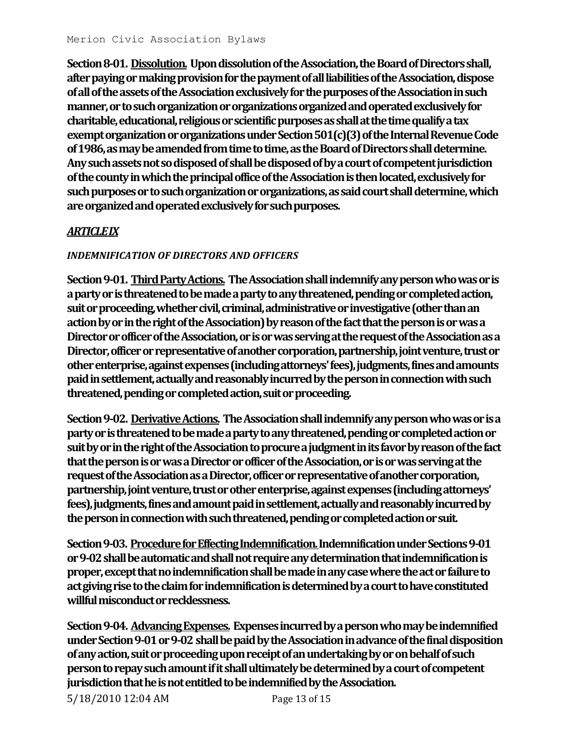**Section 8-01. Dissolution. Upon dissolution of the Association, the Board of Directors shall, after paying or making provision for the payment of all liabilities of the Association, dispose of all of the assets of the Association exclusively for the purposes of the Association in such manner, or to such organization or organizations organized and operated exclusively for charitable, educational, religious or scientific purposes as shall at the time qualify a tax exempt organization or organizations under Section 501(c)(3) of the Internal Revenue Code of 1986, as may be amended from time to time, as the Board of Directors shall determine. Any such assets not so disposed of shall be disposed of by a court of competent jurisdiction of the county in which the principal office of the Association is then located, exclusively for such purposes or to such organization or organizations, as said court shall determine, which are organized and operated exclusively for such purposes.**

## *ARTICLE IX*

### *INDEMNIFICATION OF DIRECTORS AND OFFICERS*

**Section 9-01. Third Party Actions. The Association shall indemnify any person who was or is a party or is threatened to be made a party to any threatened, pending or completed action, suit or proceeding, whether civil, criminal, administrative or investigative (other than an action by or in the right of the Association) by reason of the fact that the person is or was a Director or officer of the Association, or is or was serving at the request of the Association as a Director, officer or representative of another corporation, partnership, joint venture, trust or other enterprise, against expenses (including attorneys' fees), judgments, fines and amounts paid in settlement, actually and reasonably incurred by the person in connection with such threatened, pending or completed action, suit or proceeding.**

**Section 9-02. Derivative Actions. The Association shall indemnify any person who was or is a party or is threatened to be made a party to any threatened, pending or completed action or suit by or in the right of the Association to procure a judgment in its favor by reason of the fact that the person is or was a Director or officer of the Association, or is or was serving at the request of the Association as a Director, officer or representative of another corporation, partnership, joint venture, trust or other enterprise, against expenses (including attorneys' fees), judgments, fines and amount paid in settlement, actually and reasonably incurred by the person in connection with such threatened, pending or completed action or suit.**

**Section 9-03. Procedure for Effecting Indemnification. Indemnification under Sections 9-01 or 9-02 shall be automatic and shall not require any determination that indemnification is proper, except that no indemnification shall be made in any case where the act or failure to act giving rise to the claim for indemnification is determined by a court to have constituted willful misconduct or recklessness.**

**Section 9-04. Advancing Expenses. Expenses incurred by a person who may be indemnified under Section 9-01 or 9-02 shall be paid by the Association in advance of the final disposition of any action, suit or proceeding upon receipt of an undertaking by or on behalf of such person to repay such amount if it shall ultimately be determined by a court of competent jurisdiction that he is not entitled to be indemnified by the Association.**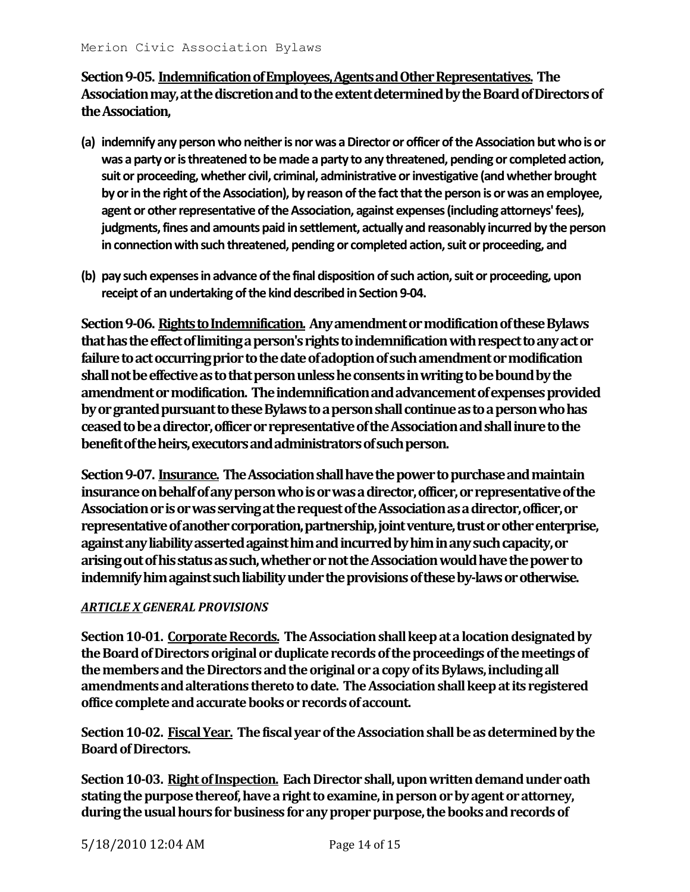**Section 9-05. Indemnification of Employees, Agents and Other Representatives. The Association may, at the discretion and to the extent determined by the Board of Directors of the Association,**

**(a) indemnify any person who neither is nor was a Director or officer of the Association but who is or was a party or is threatened to be made a party to any threatened, pending or completed action, suit or proceeding, whether civil, criminal, administrative or investigative (and whether brought by or in the right of the Association), by reason of the fact that the person is or was an employee, agent or other representative of the Association, against expenses (including attorneys' fees), judgments, fines and amounts paid in settlement, actually and reasonably incurred by the person in connection with such threatened, pending or completed action, suit or proceeding, and**

**(b) pay such expenses in advance of the final disposition of such action, suit or proceeding, upon receipt of an undertaking of the kind described in Section 9-04.**

**Section 9-06. Rights to Indemnification. Any amendment or modification of these Bylaws that has the effect of limiting a person's rights to indemnification with respect to any act or failure to act occurring prior to the date of adoption of such amendment or modification shall not be effective as to that person unless he consents in writing to be bound by the amendment or modification. The indemnification and advancement of expenses provided by or granted pursuant to these Bylaws to a person shall continue as to a person who has ceased to be a director, officer or representative of the Association and shall inure to the benefit of the heirs, executors and administrators of such person.**

**Section 9-07. Insurance. The Association shall have the power to purchase and maintain insurance on behalf of any person who is or was a director, officer, or representative of the Association or is or was serving at the request of the Association as a director, officer, or representative of another corporation, partnership, joint venture, trust or other enterprise, against any liability asserted against him and incurred by him in any such capacity, or arising out of his status as such, whether or not the Association would have the power to indemnify him against such liability under the provisions of these by-laws or otherwise.**

***ARTICLE X GENERAL PROVISIONS***

**Section 10-01. Corporate Records. The Association shall keep at a location designated by the Board of Directors original or duplicate records of the proceedings of the meetings of the members and the Directors and the original or a copy of its Bylaws, including all amendments and alterations thereto to date. The Association shall keep at its registered office complete and accurate books or records of account.**

**Section 10-02. Fiscal Year. The fiscal year of the Association shall be as determined by the Board of Directors.**

**Section 10-03. Right of Inspection. Each Director shall, upon written demand under oath stating the purpose thereof, have a right to examine, in person or by agent or attorney, during the usual hours for business for any proper purpose, the books and records of**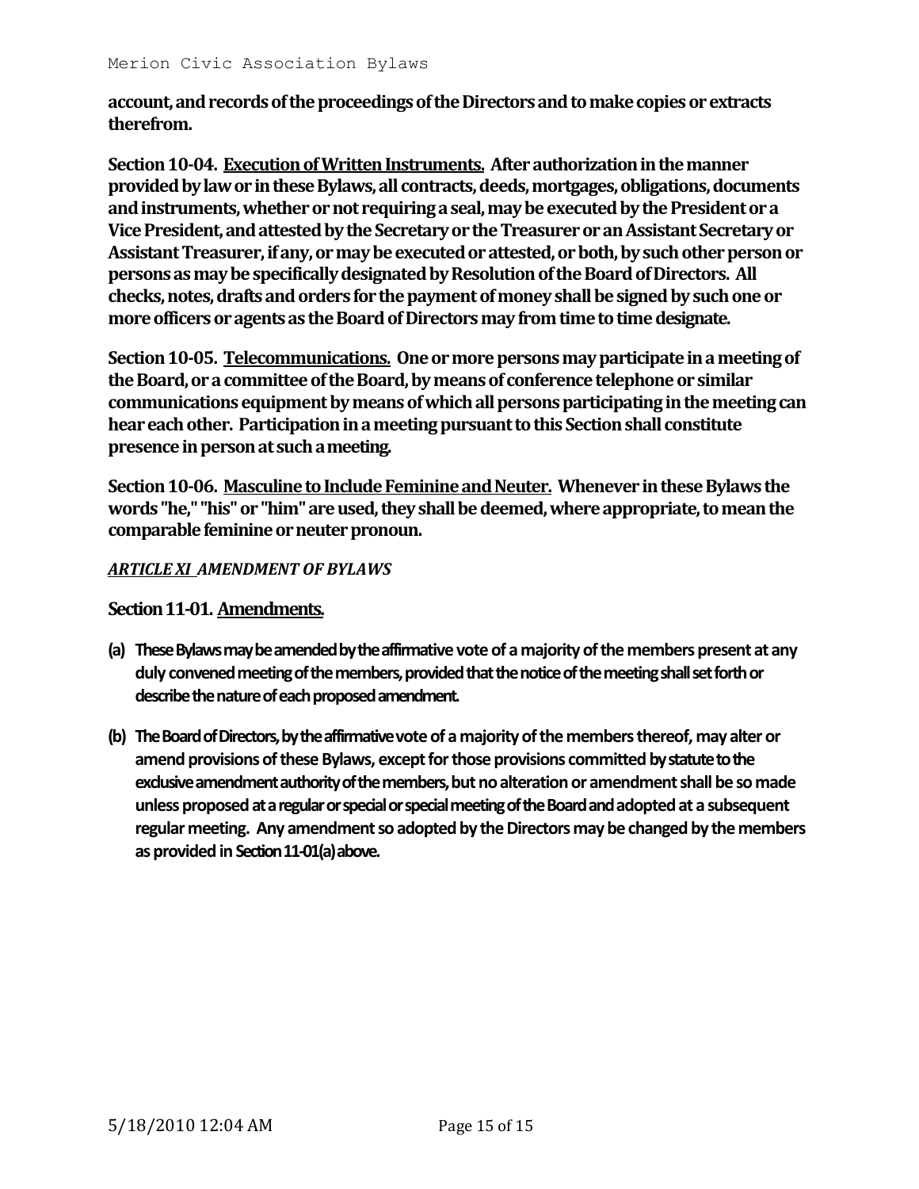**account, and records of the proceedings of the Directors and to make copies or extracts therefrom.**

**Section 10-04. Execution of Written Instruments. After authorization in the manner provided by law or in these Bylaws, all contracts, deeds, mortgages, obligations, documents and instruments, whether or not requiring a seal, may be executed by the President or a Vice President, and attested by the Secretary or the Treasurer or an Assistant Secretary or Assistant Treasurer, if any, or may be executed or attested, or both, by such other person or persons as may be specifically designated by Resolution of the Board of Directors. All checks, notes, drafts and orders for the payment of money shall be signed by such one or more officers or agents as the Board of Directors may from time to time designate.**

**Section 10-05. Telecommunications. One or more persons may participate in a meeting of the Board, or a committee of the Board, by means of conference telephone or similar communications equipment by means of which all persons participating in the meeting can hear each other. Participation in a meeting pursuant to this Section shall constitute presence in person at such a meeting.**

**Section 10-06. Masculine to Include Feminine and Neuter. Whenever in these Bylaws the words "he," "his" or "him" are used, they shall be deemed, where appropriate, to mean the comparable feminine or neuter pronoun.**

## ***ARTICLE XI AMENDMENT OF BYLAWS***

### Section 11-01. Amendments.

**(a) These Bylaws may be amended by the affirmative vote of a majority of the members present at any duly convened meeting of the members, provided that the notice of the meeting shall set forth or describe the nature of each proposed amendment.**

**(b) The Board of Directors, by the affirmative vote of a majority of the members thereof, may alter or amend provisions of these Bylaws, except for those provisions committed by statute to the exclusive amendment authority of the members, but no alteration or amendment shall be so made unless proposed at a regular or special or special meeting of the Board and adopted at a subsequent regular meeting. Any amendment so adopted by the Directors may be changed by the members as provided in Section 11-01(a) above.**